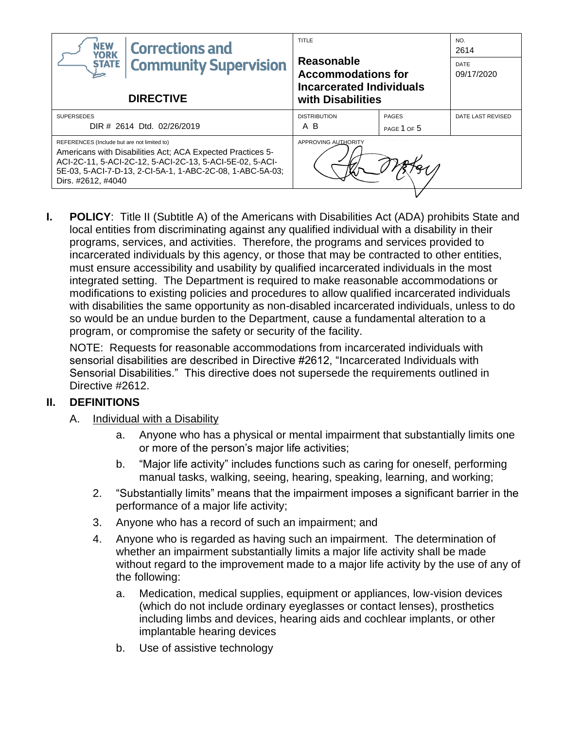| **Corrections and Community Supervision** DIRECTIVE | TITLE **Reasonable Accommodations for Incarcerated Individuals with Disabilities** | | NO. 2614 DATE 09/17/2020 |
|---|---|---|---|
| SUPERSEDES DIR # 2614 Dtd. 02/26/2019 | DISTRIBUTION A B | PAGES PAGE 1 OF 5 | DATE LAST REVISED |
| REFERENCES (Include but are not limited to) Americans with Disabilities Act; ACA Expected Practices 5-ACI-2C-11, 5-ACI-2C-12, 5-ACI-2C-13, 5-ACI-5E-02, 5-ACI-5E-03, 5-ACI-7-D-13, 2-CI-5A-1, 1-ABC-2C-08, 1-ABC-5A-03; Dirs. #2612, #4040 | APPROVING AUTHORITY | | |

**I. POLICY**: Title II (Subtitle A) of the Americans with Disabilities Act (ADA) prohibits State and local entities from discriminating against any qualified individual with a disability in their programs, services, and activities. Therefore, the programs and services provided to incarcerated individuals by this agency, or those that may be contracted to other entities, must ensure accessibility and usability by qualified incarcerated individuals in the most integrated setting. The Department is required to make reasonable accommodations or modifications to existing policies and procedures to allow qualified incarcerated individuals with disabilities the same opportunity as non-disabled incarcerated individuals, unless to do so would be an undue burden to the Department, cause a fundamental alteration to a program, or compromise the safety or security of the facility.

NOTE: Requests for reasonable accommodations from incarcerated individuals with sensorial disabilities are described in Directive #2612, "Incarcerated Individuals with Sensorial Disabilities." This directive does not supersede the requirements outlined in Directive #2612.

**II. DEFINITIONS**

A. Individual with a Disability

- a. Anyone who has a physical or mental impairment that substantially limits one or more of the person's major life activities;
- b. "Major life activity" includes functions such as caring for oneself, performing manual tasks, walking, seeing, hearing, speaking, learning, and working;

2. "Substantially limits" means that the impairment imposes a significant barrier in the performance of a major life activity;
3. Anyone who has a record of such an impairment; and
4. Anyone who is regarded as having such an impairment. The determination of whether an impairment substantially limits a major life activity shall be made without regard to the improvement made to a major life activity by the use of any of the following:
   - a. Medication, medical supplies, equipment or appliances, low-vision devices (which do not include ordinary eyeglasses or contact lenses), prosthetics including limbs and devices, hearing aids and cochlear implants, or other implantable hearing devices
   - b. Use of assistive technology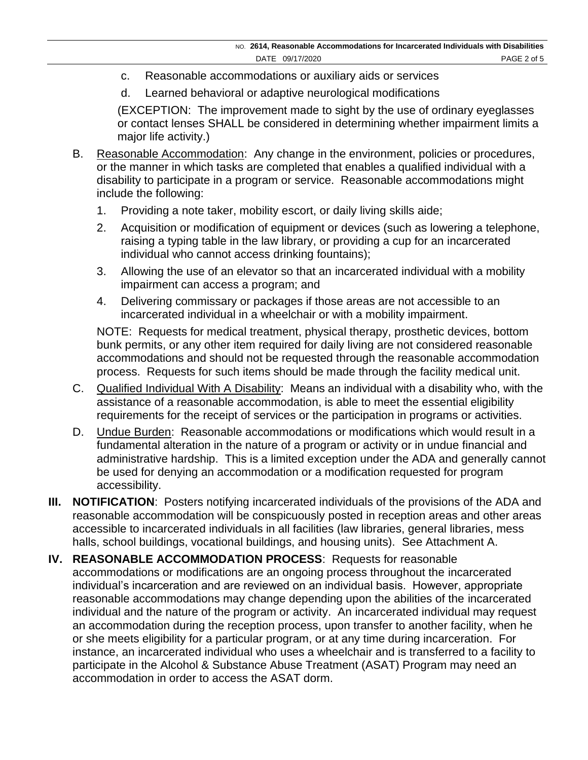c. Reasonable accommodations or auxiliary aids or services

d. Learned behavioral or adaptive neurological modifications

(EXCEPTION: The improvement made to sight by the use of ordinary eyeglasses or contact lenses SHALL be considered in determining whether impairment limits a major life activity.)

B. Reasonable Accommodation: Any change in the environment, policies or procedures, or the manner in which tasks are completed that enables a qualified individual with a disability to participate in a program or service. Reasonable accommodations might include the following:

1. Providing a note taker, mobility escort, or daily living skills aide;
2. Acquisition or modification of equipment or devices (such as lowering a telephone, raising a typing table in the law library, or providing a cup for an incarcerated individual who cannot access drinking fountains);
3. Allowing the use of an elevator so that an incarcerated individual with a mobility impairment can access a program; and
4. Delivering commissary or packages if those areas are not accessible to an incarcerated individual in a wheelchair or with a mobility impairment.

NOTE: Requests for medical treatment, physical therapy, prosthetic devices, bottom bunk permits, or any other item required for daily living are not considered reasonable accommodations and should not be requested through the reasonable accommodation process. Requests for such items should be made through the facility medical unit.

C. Qualified Individual With A Disability: Means an individual with a disability who, with the assistance of a reasonable accommodation, is able to meet the essential eligibility requirements for the receipt of services or the participation in programs or activities.

D. Undue Burden: Reasonable accommodations or modifications which would result in a fundamental alteration in the nature of a program or activity or in undue financial and administrative hardship. This is a limited exception under the ADA and generally cannot be used for denying an accommodation or a modification requested for program accessibility.

**III. NOTIFICATION**: Posters notifying incarcerated individuals of the provisions of the ADA and reasonable accommodation will be conspicuously posted in reception areas and other areas accessible to incarcerated individuals in all facilities (law libraries, general libraries, mess halls, school buildings, vocational buildings, and housing units). See Attachment A.

**IV. REASONABLE ACCOMMODATION PROCESS**: Requests for reasonable accommodations or modifications are an ongoing process throughout the incarcerated individual's incarceration and are reviewed on an individual basis. However, appropriate reasonable accommodations may change depending upon the abilities of the incarcerated individual and the nature of the program or activity. An incarcerated individual may request an accommodation during the reception process, upon transfer to another facility, when he or she meets eligibility for a particular program, or at any time during incarceration. For instance, an incarcerated individual who uses a wheelchair and is transferred to a facility to participate in the Alcohol & Substance Abuse Treatment (ASAT) Program may need an accommodation in order to access the ASAT dorm.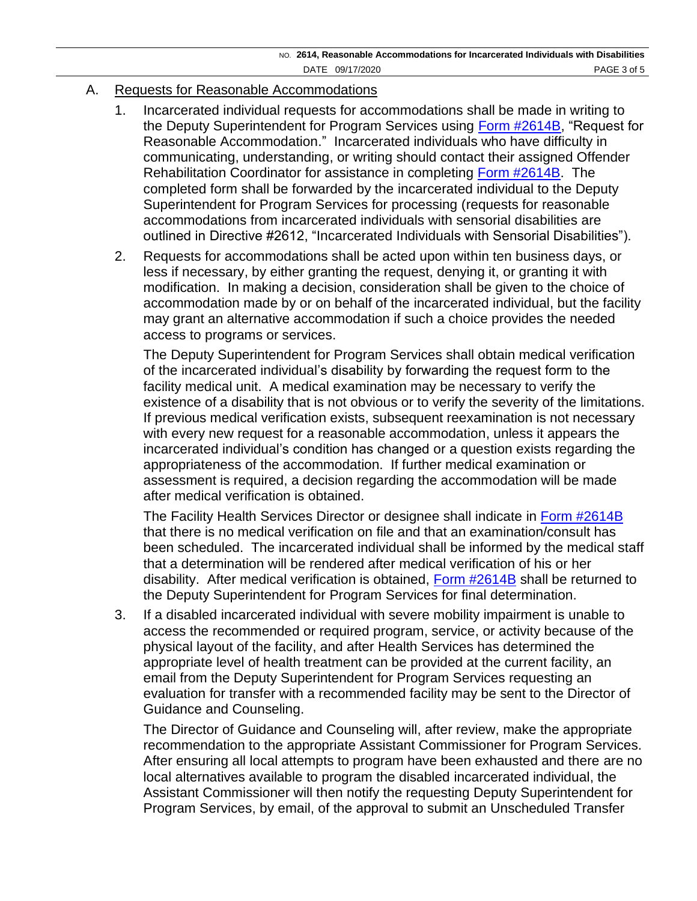A. Requests for Reasonable Accommodations

1. Incarcerated individual requests for accommodations shall be made in writing to the Deputy Superintendent for Program Services using Form #2614B, "Request for Reasonable Accommodation." Incarcerated individuals who have difficulty in communicating, understanding, or writing should contact their assigned Offender Rehabilitation Coordinator for assistance in completing Form #2614B. The completed form shall be forwarded by the incarcerated individual to the Deputy Superintendent for Program Services for processing (requests for reasonable accommodations from incarcerated individuals with sensorial disabilities are outlined in Directive #2612, "Incarcerated Individuals with Sensorial Disabilities").

2. Requests for accommodations shall be acted upon within ten business days, or less if necessary, by either granting the request, denying it, or granting it with modification. In making a decision, consideration shall be given to the choice of accommodation made by or on behalf of the incarcerated individual, but the facility may grant an alternative accommodation if such a choice provides the needed access to programs or services.

   The Deputy Superintendent for Program Services shall obtain medical verification of the incarcerated individual's disability by forwarding the request form to the facility medical unit. A medical examination may be necessary to verify the existence of a disability that is not obvious or to verify the severity of the limitations. If previous medical verification exists, subsequent reexamination is not necessary with every new request for a reasonable accommodation, unless it appears the incarcerated individual's condition has changed or a question exists regarding the appropriateness of the accommodation. If further medical examination or assessment is required, a decision regarding the accommodation will be made after medical verification is obtained.

   The Facility Health Services Director or designee shall indicate in Form #2614B that there is no medical verification on file and that an examination/consult has been scheduled. The incarcerated individual shall be informed by the medical staff that a determination will be rendered after medical verification of his or her disability. After medical verification is obtained, Form #2614B shall be returned to the Deputy Superintendent for Program Services for final determination.

3. If a disabled incarcerated individual with severe mobility impairment is unable to access the recommended or required program, service, or activity because of the physical layout of the facility, and after Health Services has determined the appropriate level of health treatment can be provided at the current facility, an email from the Deputy Superintendent for Program Services requesting an evaluation for transfer with a recommended facility may be sent to the Director of Guidance and Counseling.

   The Director of Guidance and Counseling will, after review, make the appropriate recommendation to the appropriate Assistant Commissioner for Program Services. After ensuring all local attempts to program have been exhausted and there are no local alternatives available to program the disabled incarcerated individual, the Assistant Commissioner will then notify the requesting Deputy Superintendent for Program Services, by email, of the approval to submit an Unscheduled Transfer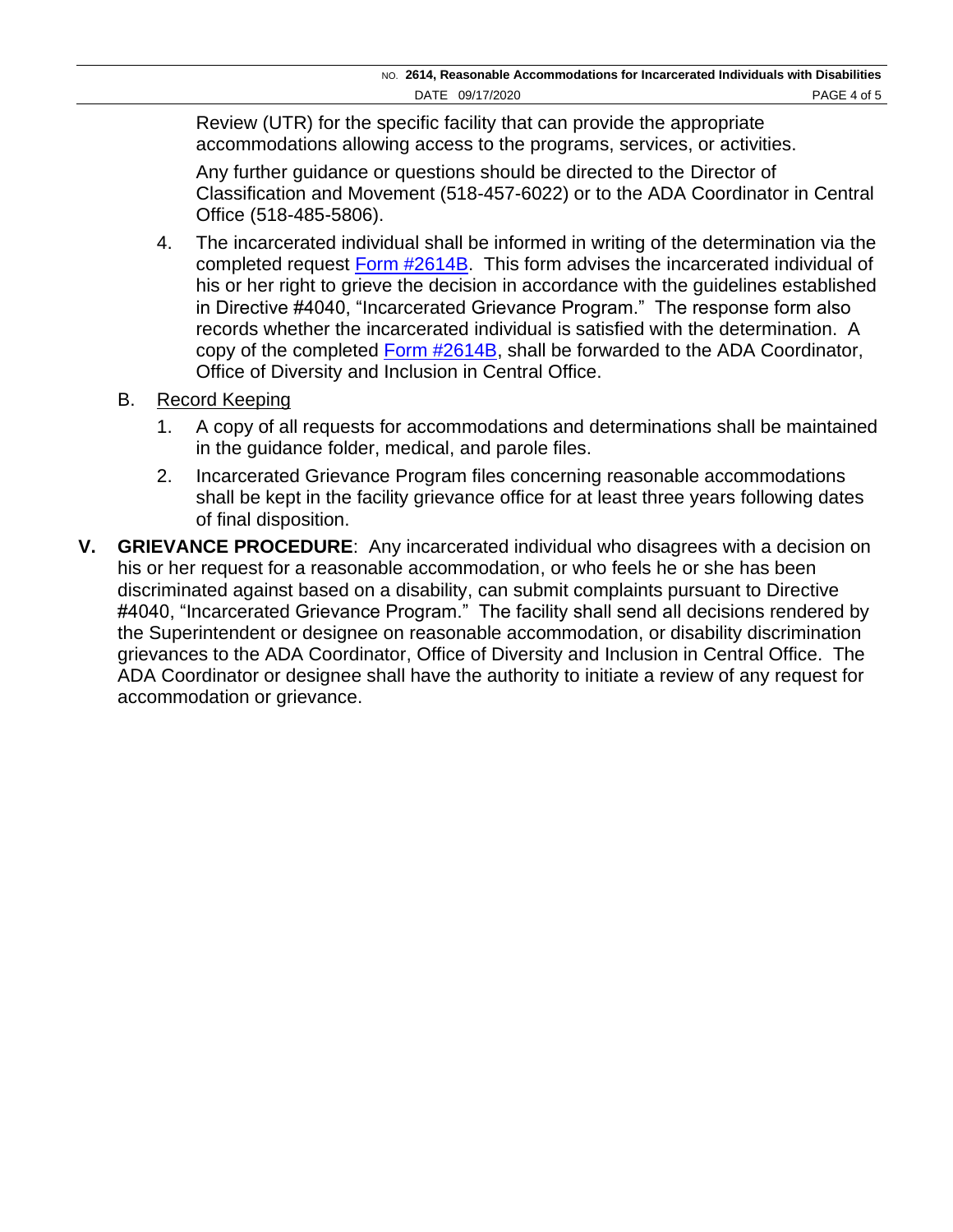Review (UTR) for the specific facility that can provide the appropriate accommodations allowing access to the programs, services, or activities.

Any further guidance or questions should be directed to the Director of Classification and Movement (518-457-6022) or to the ADA Coordinator in Central Office (518-485-5806).

4. The incarcerated individual shall be informed in writing of the determination via the completed request Form #2614B. This form advises the incarcerated individual of his or her right to grieve the decision in accordance with the guidelines established in Directive #4040, "Incarcerated Grievance Program." The response form also records whether the incarcerated individual is satisfied with the determination. A copy of the completed Form #2614B, shall be forwarded to the ADA Coordinator, Office of Diversity and Inclusion in Central Office.

B. Record Keeping

1. A copy of all requests for accommodations and determinations shall be maintained in the guidance folder, medical, and parole files.

2. Incarcerated Grievance Program files concerning reasonable accommodations shall be kept in the facility grievance office for at least three years following dates of final disposition.

**V. GRIEVANCE PROCEDURE**: Any incarcerated individual who disagrees with a decision on his or her request for a reasonable accommodation, or who feels he or she has been discriminated against based on a disability, can submit complaints pursuant to Directive #4040, "Incarcerated Grievance Program." The facility shall send all decisions rendered by the Superintendent or designee on reasonable accommodation, or disability discrimination grievances to the ADA Coordinator, Office of Diversity and Inclusion in Central Office. The ADA Coordinator or designee shall have the authority to initiate a review of any request for accommodation or grievance.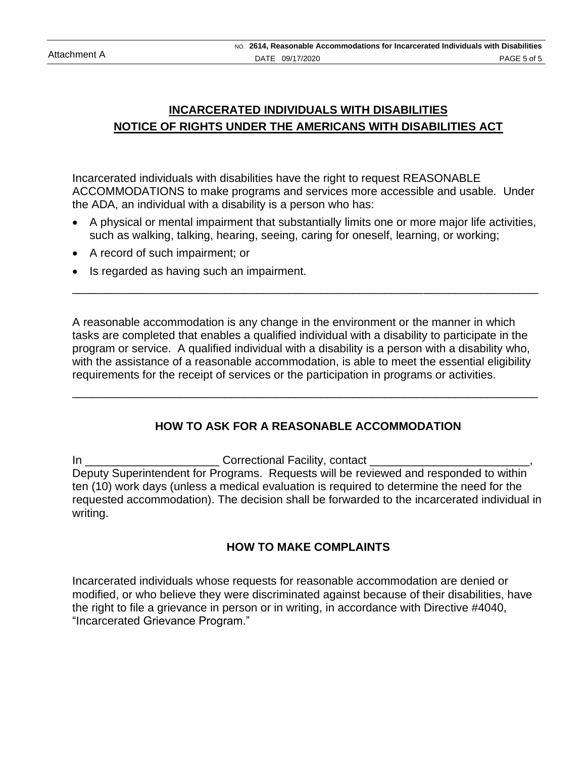# INCARCERATED INDIVIDUALS WITH DISABILITIES
# NOTICE OF RIGHTS UNDER THE AMERICANS WITH DISABILITIES ACT

Incarcerated individuals with disabilities have the right to request REASONABLE ACCOMMODATIONS to make programs and services more accessible and usable. Under the ADA, an individual with a disability is a person who has:

- A physical or mental impairment that substantially limits one or more major life activities, such as walking, talking, hearing, seeing, caring for oneself, learning, or working;
- A record of such impairment; or
- Is regarded as having such an impairment.

---

A reasonable accommodation is any change in the environment or the manner in which tasks are completed that enables a qualified individual with a disability to participate in the program or service. A qualified individual with a disability is a person with a disability who, with the assistance of a reasonable accommodation, is able to meet the essential eligibility requirements for the receipt of services or the participation in programs or activities.

---

## HOW TO ASK FOR A REASONABLE ACCOMMODATION

In _____________________ Correctional Facility, contact _________________________, Deputy Superintendent for Programs. Requests will be reviewed and responded to within ten (10) work days (unless a medical evaluation is required to determine the need for the requested accommodation). The decision shall be forwarded to the incarcerated individual in writing.

## HOW TO MAKE COMPLAINTS

Incarcerated individuals whose requests for reasonable accommodation are denied or modified, or who believe they were discriminated against because of their disabilities, have the right to file a grievance in person or in writing, in accordance with Directive #4040, "Incarcerated Grievance Program."